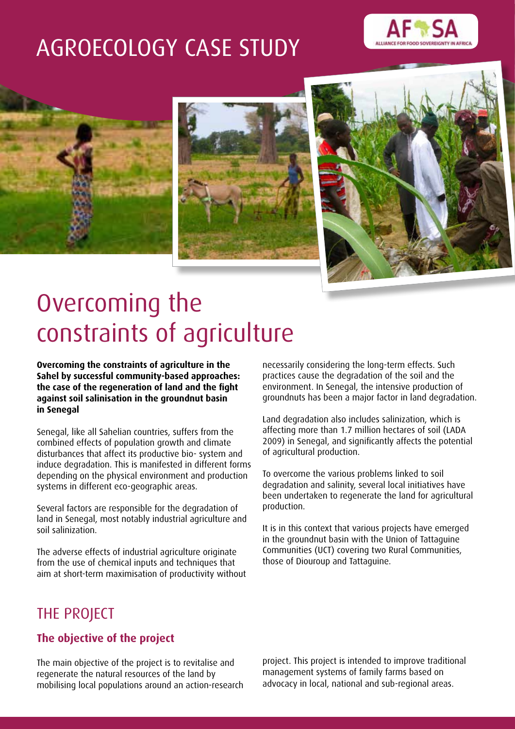# AGROECOLOGY CASE STUDY

# Overcoming the constraints of agriculture

**Overcoming the constraints of agriculture in the Sahel by successful community-based approaches: the case of the regeneration of land and the fight against soil salinisation in the groundnut basin in Senegal**

Senegal, like all Sahelian countries, suffers from the combined effects of population growth and climate disturbances that affect its productive bio- system and induce degradation. This is manifested in different forms depending on the physical environment and production systems in different eco-geographic areas.

Several factors are responsible for the degradation of land in Senegal, most notably industrial agriculture and soil salinization.

The adverse effects of industrial agriculture originate from the use of chemical inputs and techniques that aim at short-term maximisation of productivity without necessarily considering the long-term effects. Such practices cause the degradation of the soil and the environment. In Senegal, the intensive production of groundnuts has been a major factor in land degradation.

Land degradation also includes salinization, which is affecting more than 1.7 million hectares of soil (LADA 2009) in Senegal, and significantly affects the potential of agricultural production.

To overcome the various problems linked to soil degradation and salinity, several local initiatives have been undertaken to regenerate the land for agricultural production.

It is in this context that various projects have emerged in the groundnut basin with the Union of Tattaguine Communities (UCT) covering two Rural Communities, those of Diouroup and Tattaguine.

## THE PROJECT

### The objective of the project

The main objective of the project is to revitalise and regenerate the natural resources of the land by mobilising local populations around an action-research project. This project is intended to improve traditional management systems of family farms based on advocacy in local, national and sub-regional areas.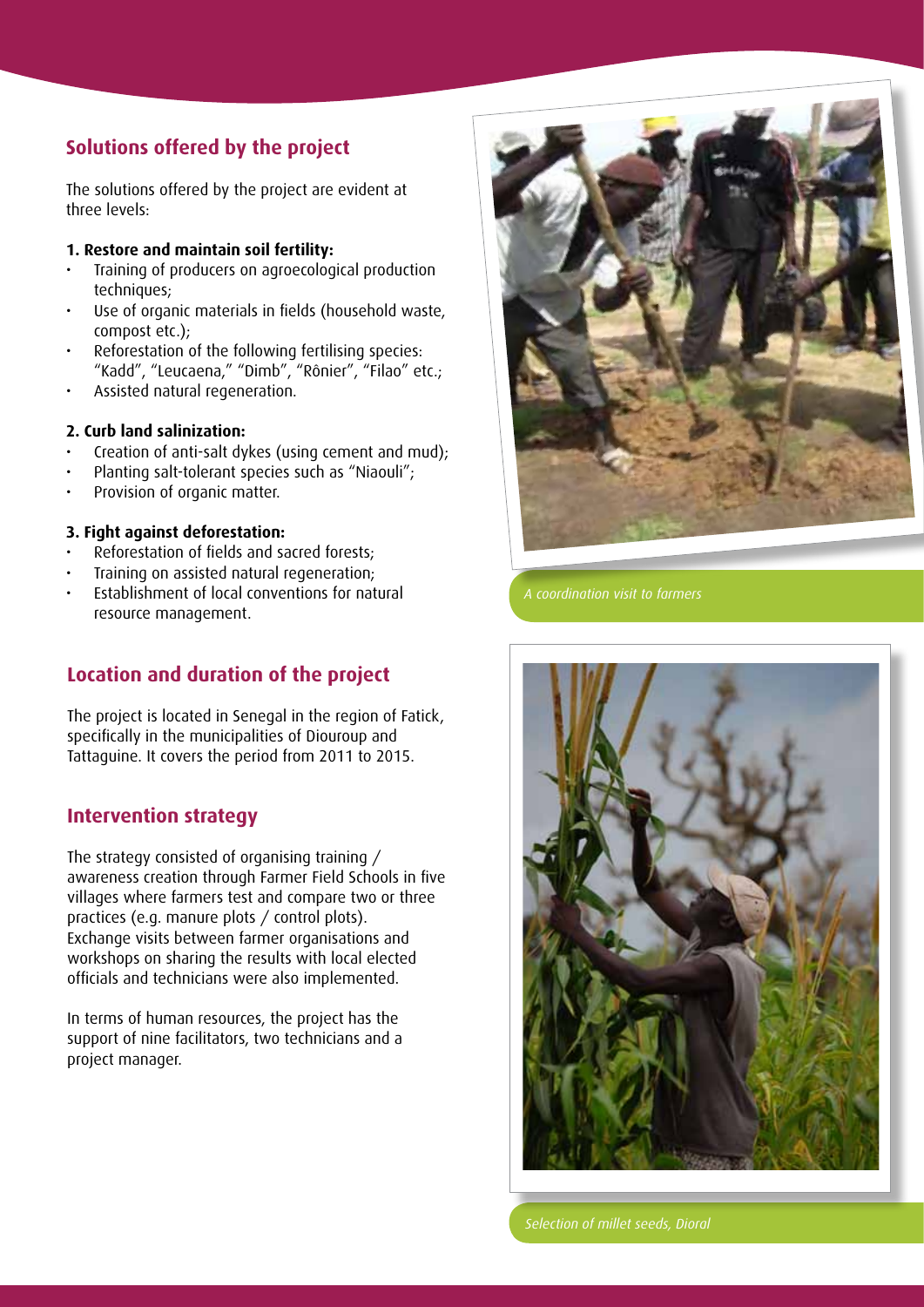## Solutions offered by the project

The solutions offered by the project are evident at three levels:

**1. Restore and maintain soil fertility:**

- Training of producers on agroecological production techniques;
- Use of organic materials in fields (household waste, compost etc.);
- Reforestation of the following fertilising species: "Kadd", "Leucaena," "Dimb", "Rônier", "Filao" etc.;
- Assisted natural regeneration.

**2. Curb land salinization:**

- Creation of anti-salt dykes (using cement and mud);
- Planting salt-tolerant species such as "Niaouli";
- Provision of organic matter.

**3. Fight against deforestation:**

- Reforestation of fields and sacred forests;
- Training on assisted natural regeneration;
- Establishment of local conventions for natural resource management.

## Location and duration of the project

The project is located in Senegal in the region of Fatick, specifically in the municipalities of Diouroup and Tattaguine. It covers the period from 2011 to 2015.

## Intervention strategy

The strategy consisted of organising training / awareness creation through Farmer Field Schools in five villages where farmers test and compare two or three practices (e.g. manure plots / control plots). Exchange visits between farmer organisations and workshops on sharing the results with local elected officials and technicians were also implemented.

In terms of human resources, the project has the support of nine facilitators, two technicians and a project manager.

*A coordination visit to farmers*

*Selection of millet seeds, Dioral*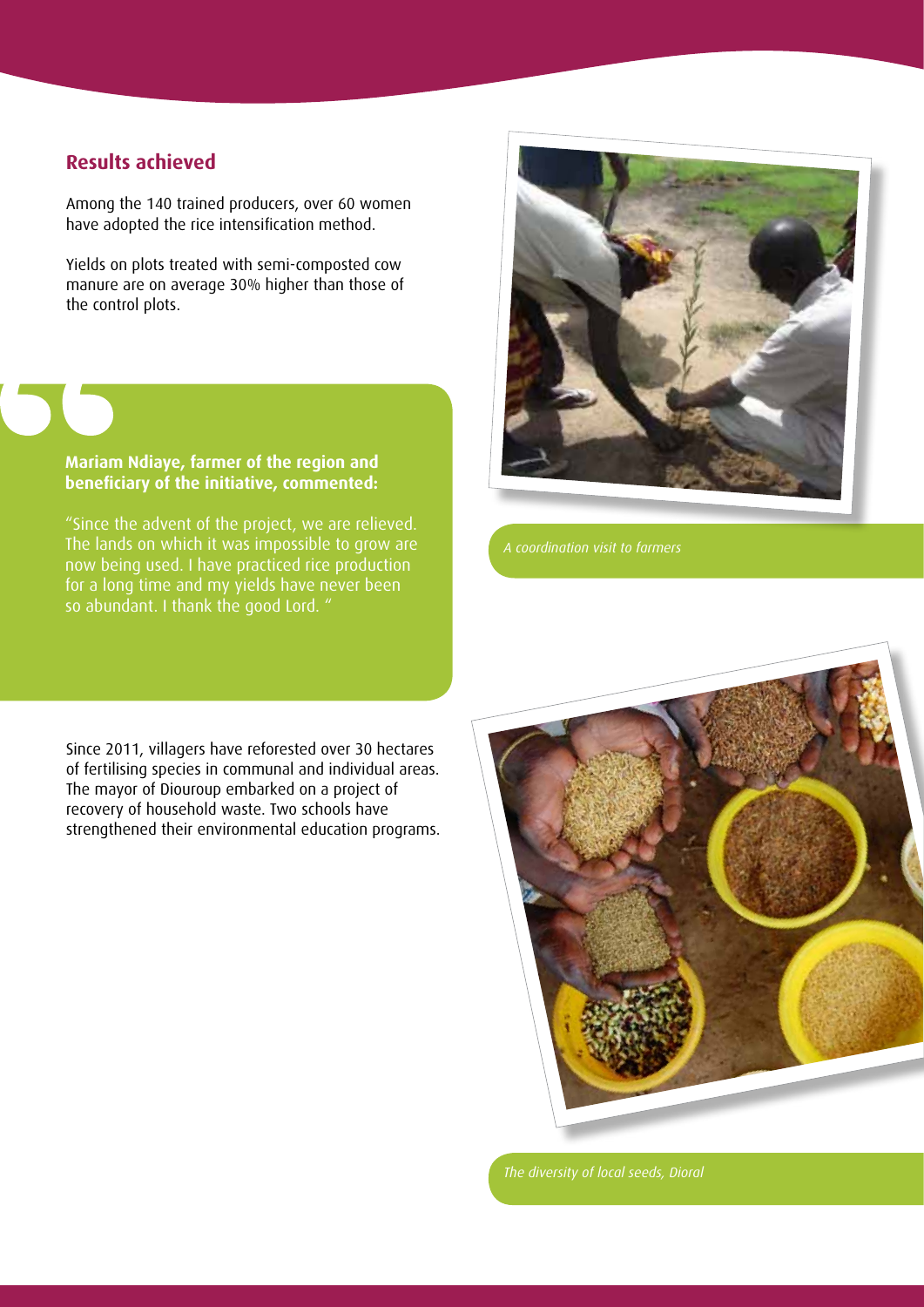## Results achieved

Among the 140 trained producers, over 60 women have adopted the rice intensification method.

Yields on plots treated with semi-composted cow manure are on average 30% higher than those of the control plots.

**Mariam Ndiaye, farmer of the region and beneficiary of the initiative, commented:**

"Since the advent of the project, we are relieved. The lands on which it was impossible to grow are now being used. I have practiced rice production for a long time and my yields have never been so abundant. I thank the good Lord. "

Since 2011, villagers have reforested over 30 hectares of fertilising species in communal and individual areas. The mayor of Diouroup embarked on a project of recovery of household waste. Two schools have strengthened their environmental education programs.

*A coordination visit to farmers*

*The diversity of local seeds, Dioral*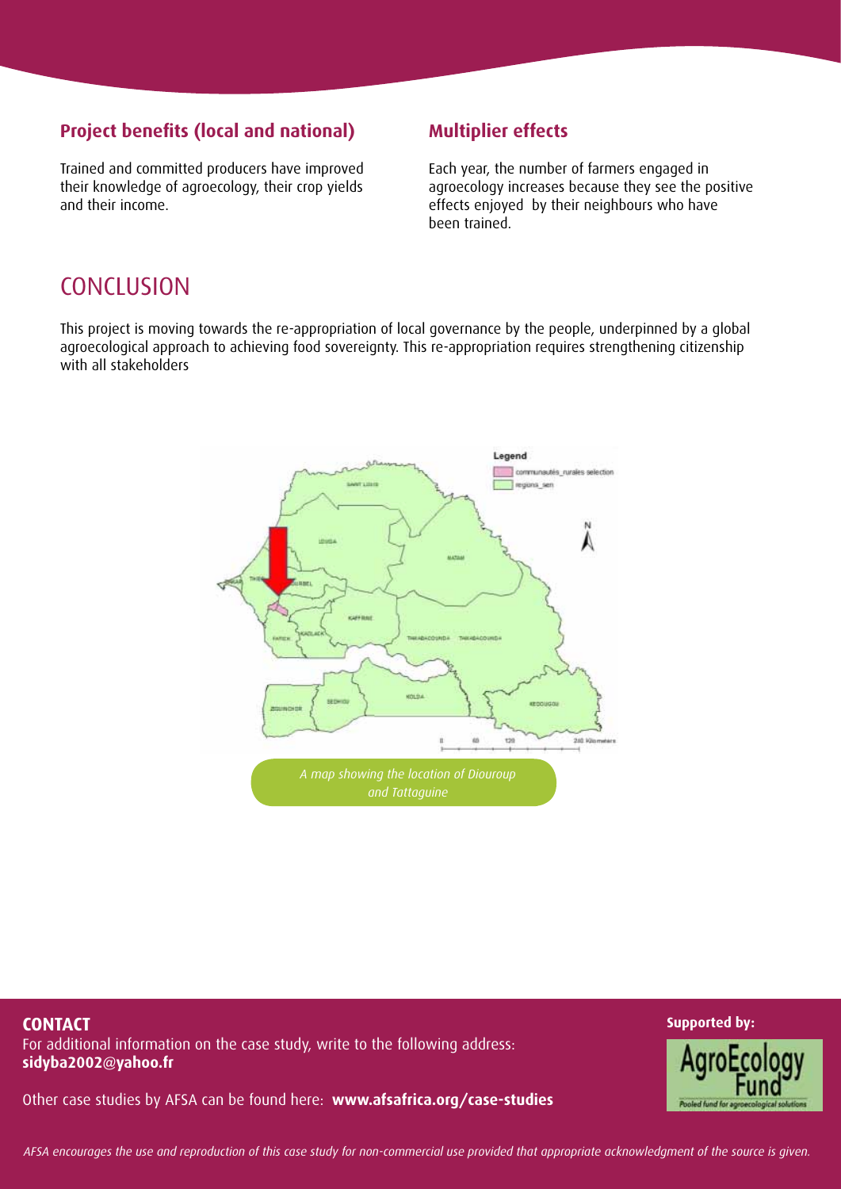## Project benefits (local and national)

Trained and committed producers have improved their knowledge of agroecology, their crop yields and their income.

## Multiplier effects

Each year, the number of farmers engaged in agroecology increases because they see the positive effects enjoyed by their neighbours who have been trained.

# CONCLUSION

This project is moving towards the re-appropriation of local governance by the people, underpinned by a global agroecological approach to achieving food sovereignty. This re-appropriation requires strengthening citizenship with all stakeholders

Legend
communautés_rurales selection
regions_sen

SAINT LOUIS
LOUGA
MATAM
DAKAR
THIES
DIOURBEL
KAFFRINE
FATICK
KAOLACK
TAMBACOUNDA
TAMBACOUNDA
KOLDA
SEDHIOU
ZIGUINCHOR
KEDOUGOU

0 60 120 240 Kilometers

*A map showing the location of Diouroup and Tattaguine*

**CONTACT**
For additional information on the case study, write to the following address:
**sidyba2002@yahoo.fr**

Other case studies by AFSA can be found here: **www.afsafrica.org/case-studies**

**Supported by:**

AgroEcology Fund
Pooled fund for agroecological solutions

*AFSA encourages the use and reproduction of this case study for non-commercial use provided that appropriate acknowledgment of the source is given.*